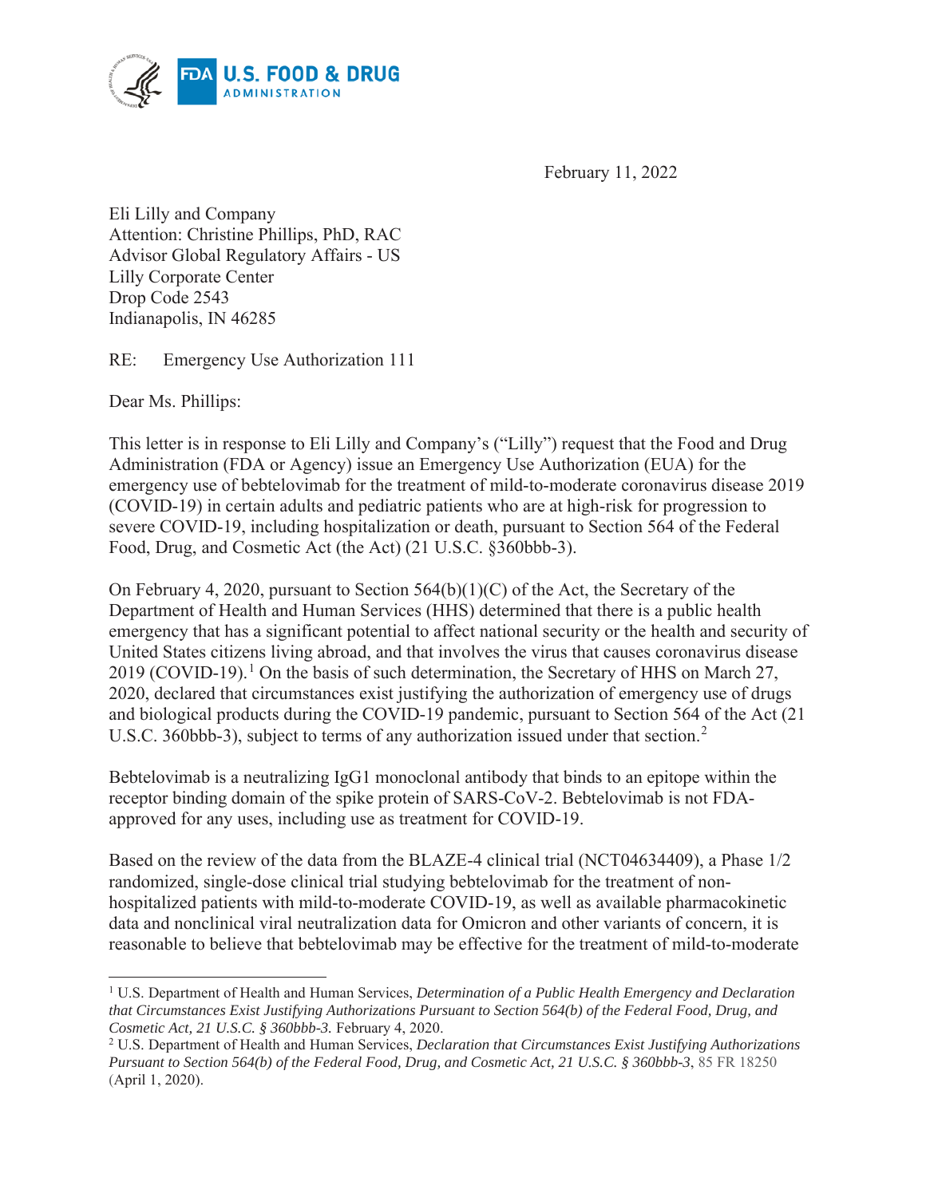February 11, 2022

Eli Lilly and Company
Attention: Christine Phillips, PhD, RAC
Advisor Global Regulatory Affairs - US
Lilly Corporate Center
Drop Code 2543
Indianapolis, IN 46285

RE: Emergency Use Authorization 111

Dear Ms. Phillips:

This letter is in response to Eli Lilly and Company's ("Lilly") request that the Food and Drug Administration (FDA or Agency) issue an Emergency Use Authorization (EUA) for the emergency use of bebtelovimab for the treatment of mild-to-moderate coronavirus disease 2019 (COVID-19) in certain adults and pediatric patients who are at high-risk for progression to severe COVID-19, including hospitalization or death, pursuant to Section 564 of the Federal Food, Drug, and Cosmetic Act (the Act) (21 U.S.C. §360bbb-3).

On February 4, 2020, pursuant to Section 564(b)(1)(C) of the Act, the Secretary of the Department of Health and Human Services (HHS) determined that there is a public health emergency that has a significant potential to affect national security or the health and security of United States citizens living abroad, and that involves the virus that causes coronavirus disease 2019 (COVID-19).[1] On the basis of such determination, the Secretary of HHS on March 27, 2020, declared that circumstances exist justifying the authorization of emergency use of drugs and biological products during the COVID-19 pandemic, pursuant to Section 564 of the Act (21 U.S.C. 360bbb-3), subject to terms of any authorization issued under that section.[2]

Bebtelovimab is a neutralizing IgG1 monoclonal antibody that binds to an epitope within the receptor binding domain of the spike protein of SARS-CoV-2. Bebtelovimab is not FDA-approved for any uses, including use as treatment for COVID-19.

Based on the review of the data from the BLAZE-4 clinical trial (NCT04634409), a Phase 1/2 randomized, single-dose clinical trial studying bebtelovimab for the treatment of non-hospitalized patients with mild-to-moderate COVID-19, as well as available pharmacokinetic data and nonclinical viral neutralization data for Omicron and other variants of concern, it is reasonable to believe that bebtelovimab may be effective for the treatment of mild-to-moderate

---

[1] U.S. Department of Health and Human Services, *Determination of a Public Health Emergency and Declaration that Circumstances Exist Justifying Authorizations Pursuant to Section 564(b) of the Federal Food, Drug, and Cosmetic Act, 21 U.S.C. § 360bbb-3.* February 4, 2020.

[2] U.S. Department of Health and Human Services, *Declaration that Circumstances Exist Justifying Authorizations Pursuant to Section 564(b) of the Federal Food, Drug, and Cosmetic Act, 21 U.S.C. § 360bbb-3*, 85 FR 18250 (April 1, 2020).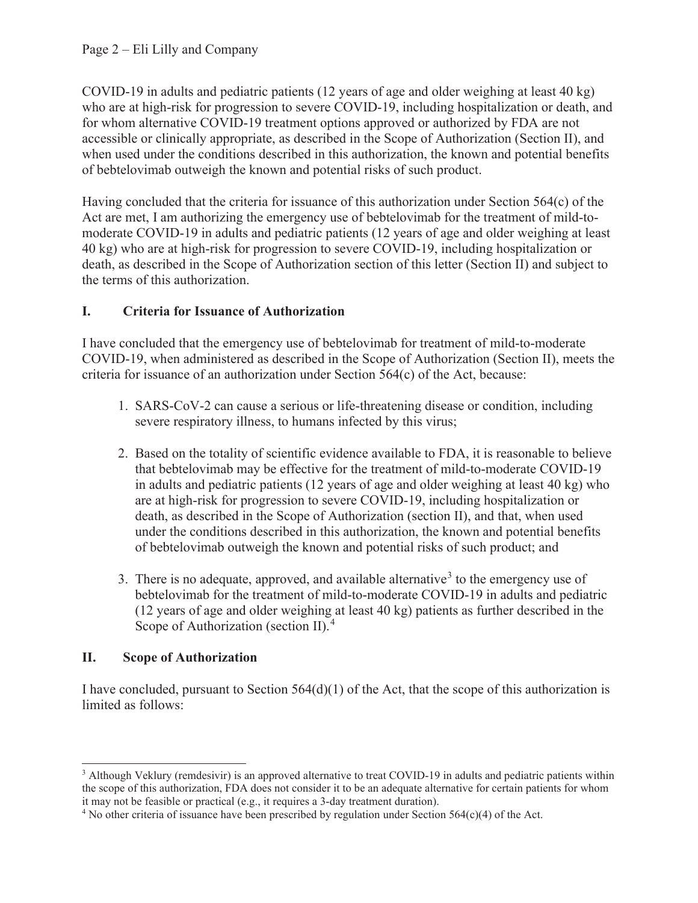COVID-19 in adults and pediatric patients (12 years of age and older weighing at least 40 kg) who are at high-risk for progression to severe COVID-19, including hospitalization or death, and for whom alternative COVID-19 treatment options approved or authorized by FDA are not accessible or clinically appropriate, as described in the Scope of Authorization (Section II), and when used under the conditions described in this authorization, the known and potential benefits of bebtelovimab outweigh the known and potential risks of such product.

Having concluded that the criteria for issuance of this authorization under Section 564(c) of the Act are met, I am authorizing the emergency use of bebtelovimab for the treatment of mild-to-moderate COVID-19 in adults and pediatric patients (12 years of age and older weighing at least 40 kg) who are at high-risk for progression to severe COVID-19, including hospitalization or death, as described in the Scope of Authorization section of this letter (Section II) and subject to the terms of this authorization.

## I. Criteria for Issuance of Authorization

I have concluded that the emergency use of bebtelovimab for treatment of mild-to-moderate COVID-19, when administered as described in the Scope of Authorization (Section II), meets the criteria for issuance of an authorization under Section 564(c) of the Act, because:

1. SARS-CoV-2 can cause a serious or life-threatening disease or condition, including severe respiratory illness, to humans infected by this virus;

2. Based on the totality of scientific evidence available to FDA, it is reasonable to believe that bebtelovimab may be effective for the treatment of mild-to-moderate COVID-19 in adults and pediatric patients (12 years of age and older weighing at least 40 kg) who are at high-risk for progression to severe COVID-19, including hospitalization or death, as described in the Scope of Authorization (section II), and that, when used under the conditions described in this authorization, the known and potential benefits of bebtelovimab outweigh the known and potential risks of such product; and

3. There is no adequate, approved, and available alternative[3] to the emergency use of bebtelovimab for the treatment of mild-to-moderate COVID-19 in adults and pediatric (12 years of age and older weighing at least 40 kg) patients as further described in the Scope of Authorization (section II).[4]

## II. Scope of Authorization

I have concluded, pursuant to Section 564(d)(1) of the Act, that the scope of this authorization is limited as follows:

---

[3] Although Veklury (remdesivir) is an approved alternative to treat COVID-19 in adults and pediatric patients within the scope of this authorization, FDA does not consider it to be an adequate alternative for certain patients for whom it may not be feasible or practical (e.g., it requires a 3-day treatment duration).

[4] No other criteria of issuance have been prescribed by regulation under Section 564(c)(4) of the Act.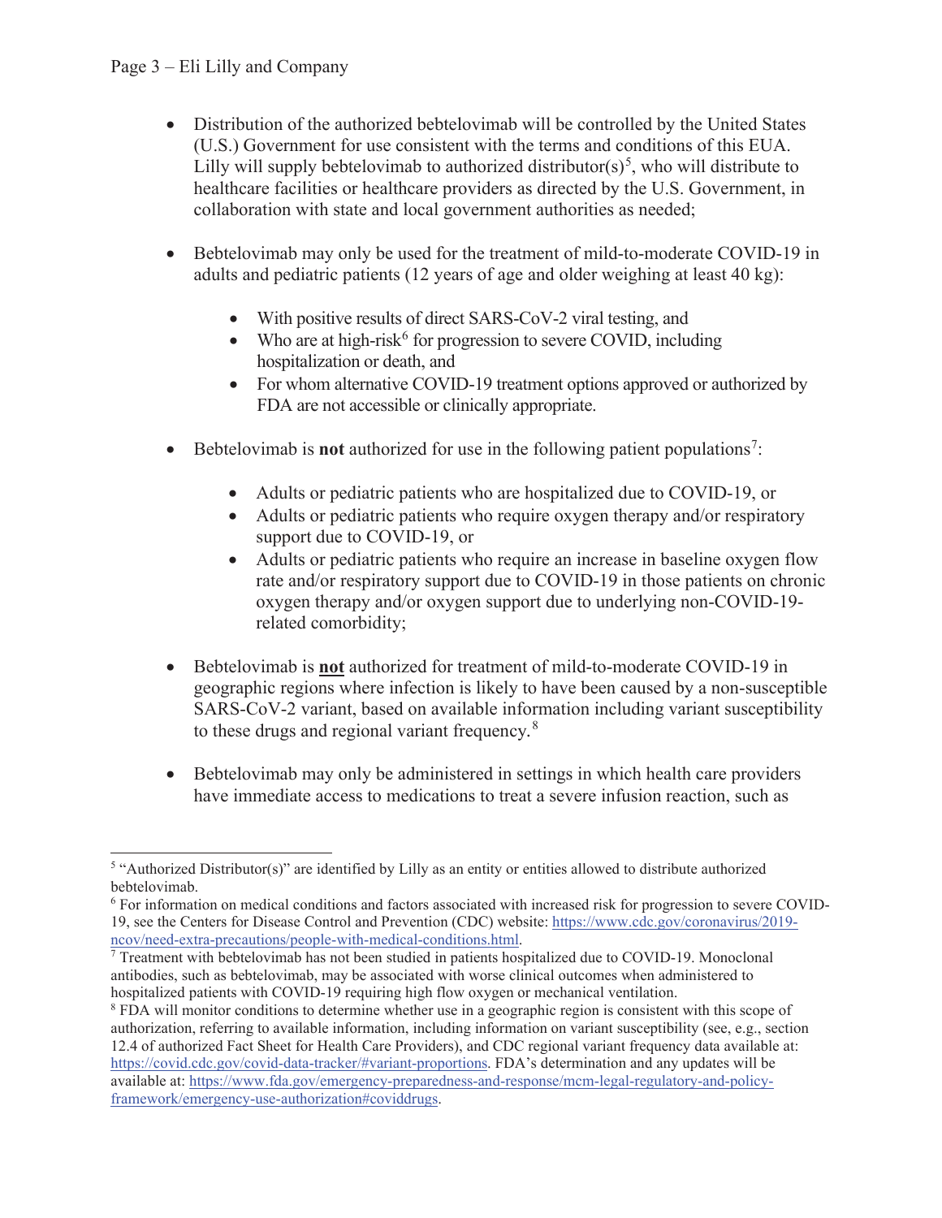- Distribution of the authorized bebtelovimab will be controlled by the United States (U.S.) Government for use consistent with the terms and conditions of this EUA. Lilly will supply bebtelovimab to authorized distributor(s)[5], who will distribute to healthcare facilities or healthcare providers as directed by the U.S. Government, in collaboration with state and local government authorities as needed;

- Bebtelovimab may only be used for the treatment of mild-to-moderate COVID-19 in adults and pediatric patients (12 years of age and older weighing at least 40 kg):

    - With positive results of direct SARS-CoV-2 viral testing, and
    - Who are at high-risk[6] for progression to severe COVID, including hospitalization or death, and
    - For whom alternative COVID-19 treatment options approved or authorized by FDA are not accessible or clinically appropriate.

- Bebtelovimab is **not** authorized for use in the following patient populations[7]:

    - Adults or pediatric patients who are hospitalized due to COVID-19, or
    - Adults or pediatric patients who require oxygen therapy and/or respiratory support due to COVID-19, or
    - Adults or pediatric patients who require an increase in baseline oxygen flow rate and/or respiratory support due to COVID-19 in those patients on chronic oxygen therapy and/or oxygen support due to underlying non-COVID-19-related comorbidity;

- Bebtelovimab is <u>**not**</u> authorized for treatment of mild-to-moderate COVID-19 in geographic regions where infection is likely to have been caused by a non-susceptible SARS-CoV-2 variant, based on available information including variant susceptibility to these drugs and regional variant frequency.[8]

- Bebtelovimab may only be administered in settings in which health care providers have immediate access to medications to treat a severe infusion reaction, such as

---

[5] "Authorized Distributor(s)" are identified by Lilly as an entity or entities allowed to distribute authorized bebtelovimab.

[6] For information on medical conditions and factors associated with increased risk for progression to severe COVID-19, see the Centers for Disease Control and Prevention (CDC) website: https://www.cdc.gov/coronavirus/2019-ncov/need-extra-precautions/people-with-medical-conditions.html.

[7] Treatment with bebtelovimab has not been studied in patients hospitalized due to COVID-19. Monoclonal antibodies, such as bebtelovimab, may be associated with worse clinical outcomes when administered to hospitalized patients with COVID-19 requiring high flow oxygen or mechanical ventilation.

[8] FDA will monitor conditions to determine whether use in a geographic region is consistent with this scope of authorization, referring to available information, including information on variant susceptibility (see, e.g., section 12.4 of authorized Fact Sheet for Health Care Providers), and CDC regional variant frequency data available at: https://covid.cdc.gov/covid-data-tracker/#variant-proportions. FDA's determination and any updates will be available at: https://www.fda.gov/emergency-preparedness-and-response/mcm-legal-regulatory-and-policy-framework/emergency-use-authorization#coviddrugs.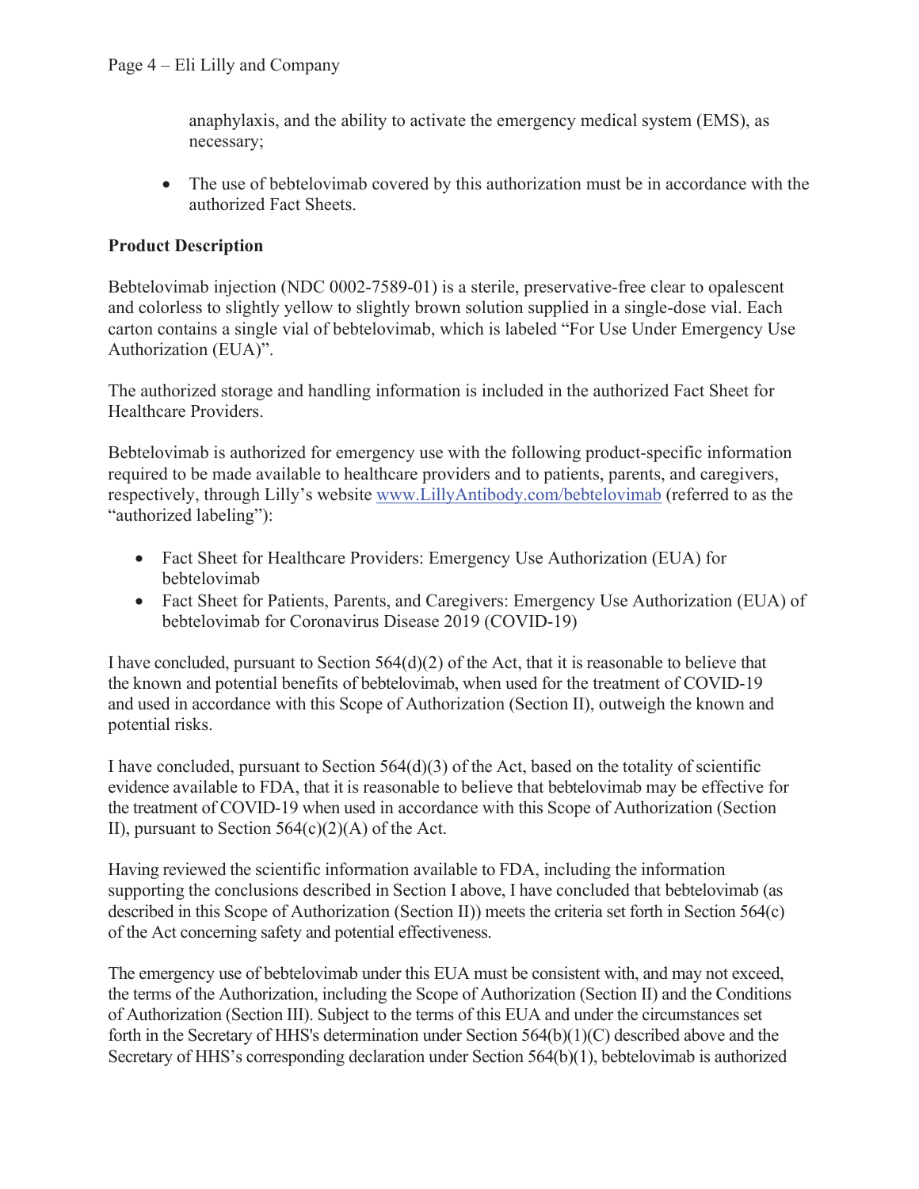anaphylaxis, and the ability to activate the emergency medical system (EMS), as necessary;

- The use of bebtelovimab covered by this authorization must be in accordance with the authorized Fact Sheets.

**Product Description**

Bebtelovimab injection (NDC 0002-7589-01) is a sterile, preservative-free clear to opalescent and colorless to slightly yellow to slightly brown solution supplied in a single-dose vial. Each carton contains a single vial of bebtelovimab, which is labeled "For Use Under Emergency Use Authorization (EUA)".

The authorized storage and handling information is included in the authorized Fact Sheet for Healthcare Providers.

Bebtelovimab is authorized for emergency use with the following product-specific information required to be made available to healthcare providers and to patients, parents, and caregivers, respectively, through Lilly's website www.LillyAntibody.com/bebtelovimab (referred to as the "authorized labeling"):

- Fact Sheet for Healthcare Providers: Emergency Use Authorization (EUA) for bebtelovimab
- Fact Sheet for Patients, Parents, and Caregivers: Emergency Use Authorization (EUA) of bebtelovimab for Coronavirus Disease 2019 (COVID-19)

I have concluded, pursuant to Section 564(d)(2) of the Act, that it is reasonable to believe that the known and potential benefits of bebtelovimab, when used for the treatment of COVID-19 and used in accordance with this Scope of Authorization (Section II), outweigh the known and potential risks.

I have concluded, pursuant to Section 564(d)(3) of the Act, based on the totality of scientific evidence available to FDA, that it is reasonable to believe that bebtelovimab may be effective for the treatment of COVID-19 when used in accordance with this Scope of Authorization (Section II), pursuant to Section 564(c)(2)(A) of the Act.

Having reviewed the scientific information available to FDA, including the information supporting the conclusions described in Section I above, I have concluded that bebtelovimab (as described in this Scope of Authorization (Section II)) meets the criteria set forth in Section 564(c) of the Act concerning safety and potential effectiveness.

The emergency use of bebtelovimab under this EUA must be consistent with, and may not exceed, the terms of the Authorization, including the Scope of Authorization (Section II) and the Conditions of Authorization (Section III). Subject to the terms of this EUA and under the circumstances set forth in the Secretary of HHS's determination under Section 564(b)(1)(C) described above and the Secretary of HHS's corresponding declaration under Section 564(b)(1), bebtelovimab is authorized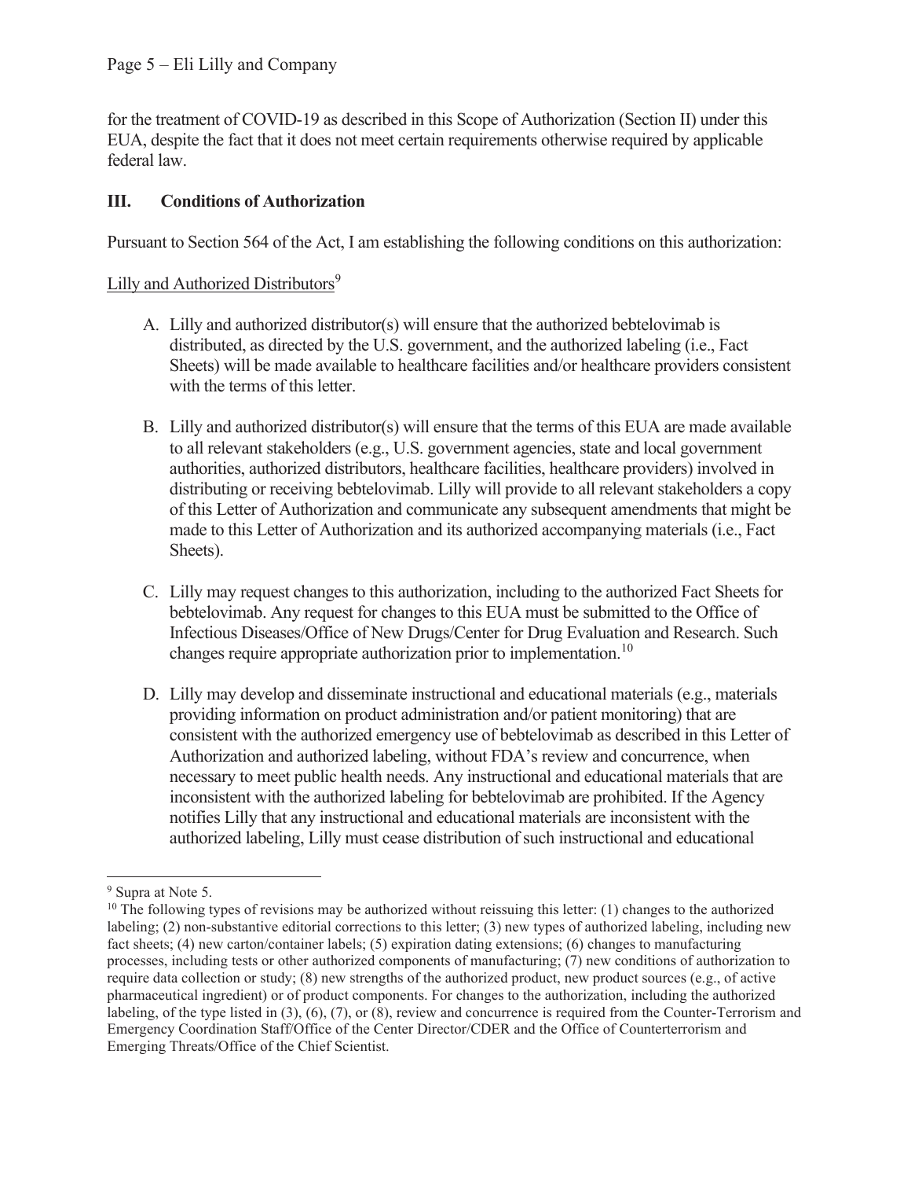for the treatment of COVID-19 as described in this Scope of Authorization (Section II) under this EUA, despite the fact that it does not meet certain requirements otherwise required by applicable federal law.

## III. Conditions of Authorization

Pursuant to Section 564 of the Act, I am establishing the following conditions on this authorization:

Lilly and Authorized Distributors[9]

A. Lilly and authorized distributor(s) will ensure that the authorized bebtelovimab is distributed, as directed by the U.S. government, and the authorized labeling (i.e., Fact Sheets) will be made available to healthcare facilities and/or healthcare providers consistent with the terms of this letter.

B. Lilly and authorized distributor(s) will ensure that the terms of this EUA are made available to all relevant stakeholders (e.g., U.S. government agencies, state and local government authorities, authorized distributors, healthcare facilities, healthcare providers) involved in distributing or receiving bebtelovimab. Lilly will provide to all relevant stakeholders a copy of this Letter of Authorization and communicate any subsequent amendments that might be made to this Letter of Authorization and its authorized accompanying materials (i.e., Fact Sheets).

C. Lilly may request changes to this authorization, including to the authorized Fact Sheets for bebtelovimab. Any request for changes to this EUA must be submitted to the Office of Infectious Diseases/Office of New Drugs/Center for Drug Evaluation and Research. Such changes require appropriate authorization prior to implementation.[10]

D. Lilly may develop and disseminate instructional and educational materials (e.g., materials providing information on product administration and/or patient monitoring) that are consistent with the authorized emergency use of bebtelovimab as described in this Letter of Authorization and authorized labeling, without FDA's review and concurrence, when necessary to meet public health needs. Any instructional and educational materials that are inconsistent with the authorized labeling for bebtelovimab are prohibited. If the Agency notifies Lilly that any instructional and educational materials are inconsistent with the authorized labeling, Lilly must cease distribution of such instructional and educational

---

[9] Supra at Note 5.

[10] The following types of revisions may be authorized without reissuing this letter: (1) changes to the authorized labeling; (2) non-substantive editorial corrections to this letter; (3) new types of authorized labeling, including new fact sheets; (4) new carton/container labels; (5) expiration dating extensions; (6) changes to manufacturing processes, including tests or other authorized components of manufacturing; (7) new conditions of authorization to require data collection or study; (8) new strengths of the authorized product, new product sources (e.g., of active pharmaceutical ingredient) or of product components. For changes to the authorization, including the authorized labeling, of the type listed in (3), (6), (7), or (8), review and concurrence is required from the Counter-Terrorism and Emergency Coordination Staff/Office of the Center Director/CDER and the Office of Counterterrorism and Emerging Threats/Office of the Chief Scientist.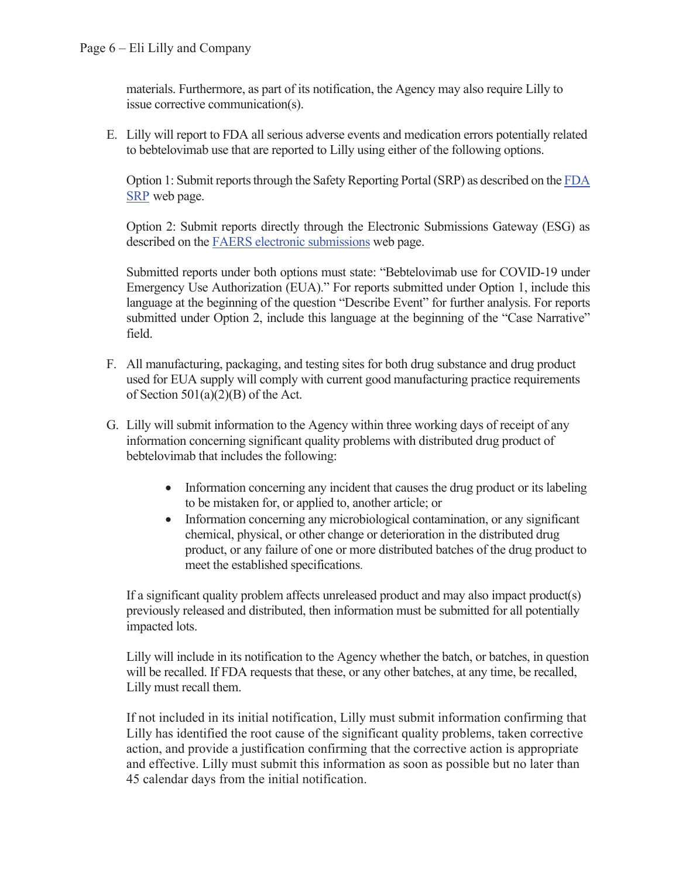materials. Furthermore, as part of its notification, the Agency may also require Lilly to issue corrective communication(s).

E. Lilly will report to FDA all serious adverse events and medication errors potentially related to bebtelovimab use that are reported to Lilly using either of the following options.

   Option 1: Submit reports through the Safety Reporting Portal (SRP) as described on the [FDA SRP](#) web page.

   Option 2: Submit reports directly through the Electronic Submissions Gateway (ESG) as described on the [FAERS electronic submissions](#) web page.

   Submitted reports under both options must state: "Bebtelovimab use for COVID-19 under Emergency Use Authorization (EUA)." For reports submitted under Option 1, include this language at the beginning of the question "Describe Event" for further analysis. For reports submitted under Option 2, include this language at the beginning of the "Case Narrative" field.

F. All manufacturing, packaging, and testing sites for both drug substance and drug product used for EUA supply will comply with current good manufacturing practice requirements of Section 501(a)(2)(B) of the Act.

G. Lilly will submit information to the Agency within three working days of receipt of any information concerning significant quality problems with distributed drug product of bebtelovimab that includes the following:

   - Information concerning any incident that causes the drug product or its labeling to be mistaken for, or applied to, another article; or
   - Information concerning any microbiological contamination, or any significant chemical, physical, or other change or deterioration in the distributed drug product, or any failure of one or more distributed batches of the drug product to meet the established specifications.

   If a significant quality problem affects unreleased product and may also impact product(s) previously released and distributed, then information must be submitted for all potentially impacted lots.

   Lilly will include in its notification to the Agency whether the batch, or batches, in question will be recalled. If FDA requests that these, or any other batches, at any time, be recalled, Lilly must recall them.

   If not included in its initial notification, Lilly must submit information confirming that Lilly has identified the root cause of the significant quality problems, taken corrective action, and provide a justification confirming that the corrective action is appropriate and effective. Lilly must submit this information as soon as possible but no later than 45 calendar days from the initial notification.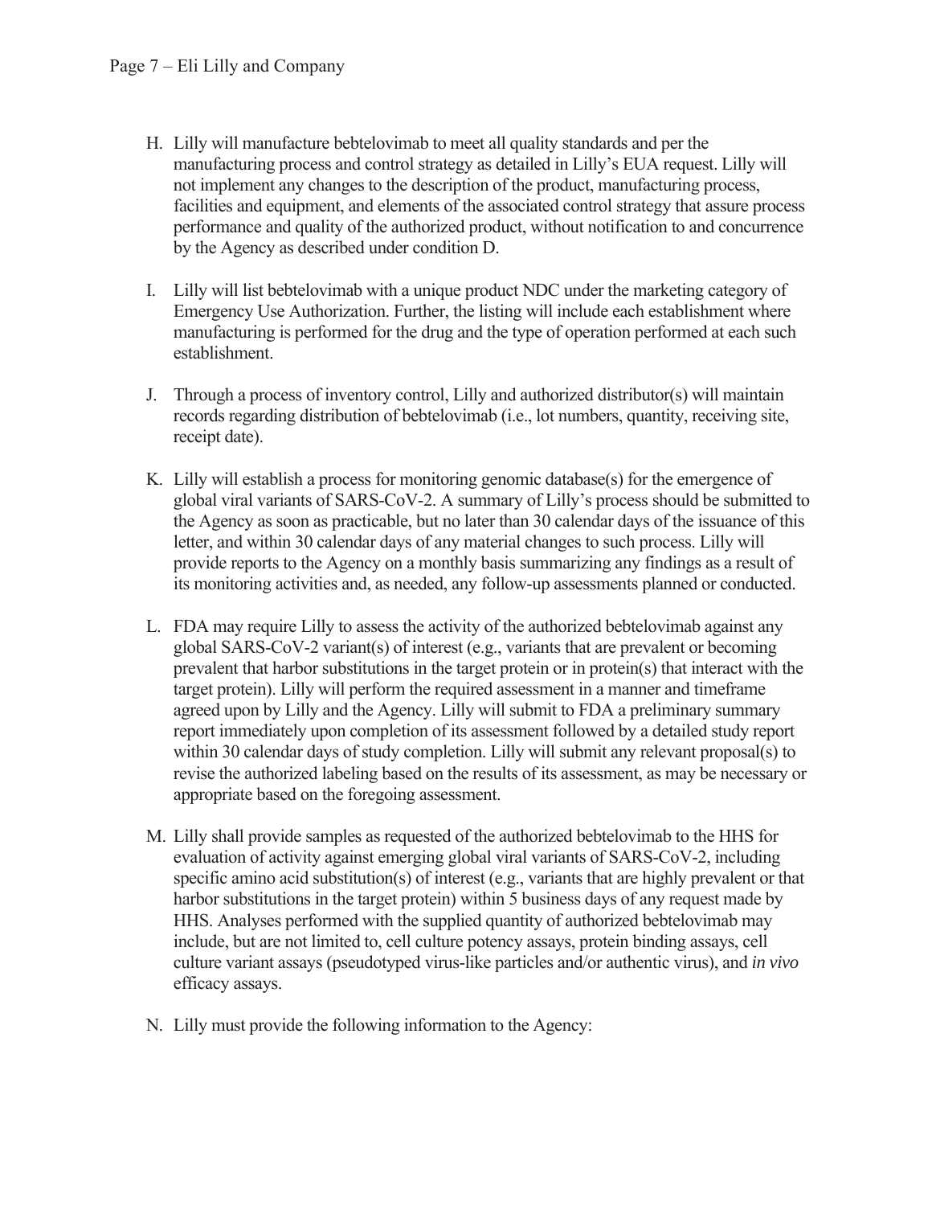H. Lilly will manufacture bebtelovimab to meet all quality standards and per the manufacturing process and control strategy as detailed in Lilly's EUA request. Lilly will not implement any changes to the description of the product, manufacturing process, facilities and equipment, and elements of the associated control strategy that assure process performance and quality of the authorized product, without notification to and concurrence by the Agency as described under condition D.

I. Lilly will list bebtelovimab with a unique product NDC under the marketing category of Emergency Use Authorization. Further, the listing will include each establishment where manufacturing is performed for the drug and the type of operation performed at each such establishment.

J. Through a process of inventory control, Lilly and authorized distributor(s) will maintain records regarding distribution of bebtelovimab (i.e., lot numbers, quantity, receiving site, receipt date).

K. Lilly will establish a process for monitoring genomic database(s) for the emergence of global viral variants of SARS-CoV-2. A summary of Lilly's process should be submitted to the Agency as soon as practicable, but no later than 30 calendar days of the issuance of this letter, and within 30 calendar days of any material changes to such process. Lilly will provide reports to the Agency on a monthly basis summarizing any findings as a result of its monitoring activities and, as needed, any follow-up assessments planned or conducted.

L. FDA may require Lilly to assess the activity of the authorized bebtelovimab against any global SARS-CoV-2 variant(s) of interest (e.g., variants that are prevalent or becoming prevalent that harbor substitutions in the target protein or in protein(s) that interact with the target protein). Lilly will perform the required assessment in a manner and timeframe agreed upon by Lilly and the Agency. Lilly will submit to FDA a preliminary summary report immediately upon completion of its assessment followed by a detailed study report within 30 calendar days of study completion. Lilly will submit any relevant proposal(s) to revise the authorized labeling based on the results of its assessment, as may be necessary or appropriate based on the foregoing assessment.

M. Lilly shall provide samples as requested of the authorized bebtelovimab to the HHS for evaluation of activity against emerging global viral variants of SARS-CoV-2, including specific amino acid substitution(s) of interest (e.g., variants that are highly prevalent or that harbor substitutions in the target protein) within 5 business days of any request made by HHS. Analyses performed with the supplied quantity of authorized bebtelovimab may include, but are not limited to, cell culture potency assays, protein binding assays, cell culture variant assays (pseudotyped virus-like particles and/or authentic virus), and *in vivo* efficacy assays.

N. Lilly must provide the following information to the Agency: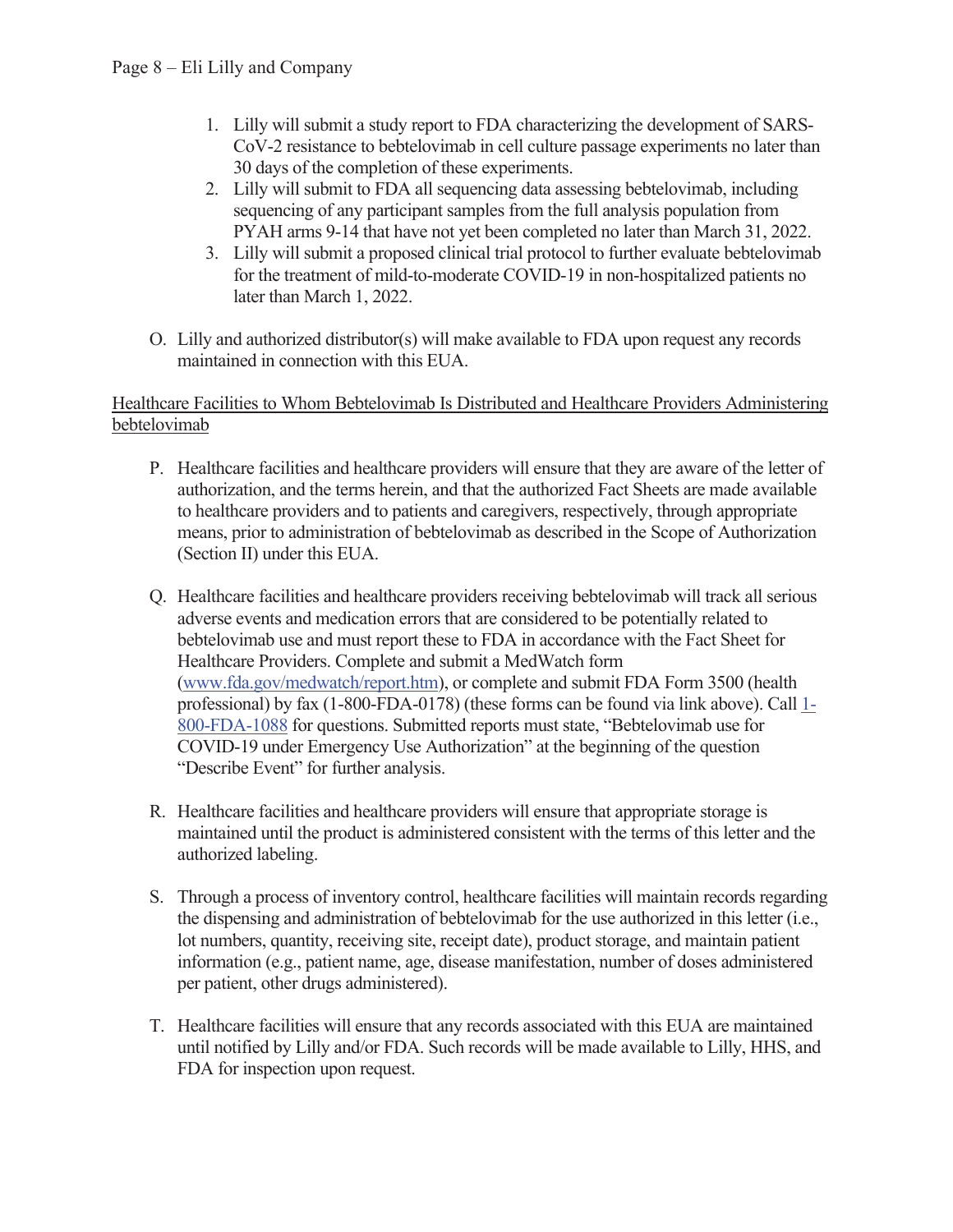1. Lilly will submit a study report to FDA characterizing the development of SARS-CoV-2 resistance to bebtelovimab in cell culture passage experiments no later than 30 days of the completion of these experiments.
2. Lilly will submit to FDA all sequencing data assessing bebtelovimab, including sequencing of any participant samples from the full analysis population from PYAH arms 9-14 that have not yet been completed no later than March 31, 2022.
3. Lilly will submit a proposed clinical trial protocol to further evaluate bebtelovimab for the treatment of mild-to-moderate COVID-19 in non-hospitalized patients no later than March 1, 2022.

O. Lilly and authorized distributor(s) will make available to FDA upon request any records maintained in connection with this EUA.

<u>Healthcare Facilities to Whom Bebtelovimab Is Distributed and Healthcare Providers Administering bebtelovimab</u>

P. Healthcare facilities and healthcare providers will ensure that they are aware of the letter of authorization, and the terms herein, and that the authorized Fact Sheets are made available to healthcare providers and to patients and caregivers, respectively, through appropriate means, prior to administration of bebtelovimab as described in the Scope of Authorization (Section II) under this EUA.

Q. Healthcare facilities and healthcare providers receiving bebtelovimab will track all serious adverse events and medication errors that are considered to be potentially related to bebtelovimab use and must report these to FDA in accordance with the Fact Sheet for Healthcare Providers. Complete and submit a MedWatch form (www.fda.gov/medwatch/report.htm), or complete and submit FDA Form 3500 (health professional) by fax (1-800-FDA-0178) (these forms can be found via link above). Call 1-800-FDA-1088 for questions. Submitted reports must state, "Bebtelovimab use for COVID-19 under Emergency Use Authorization" at the beginning of the question "Describe Event" for further analysis.

R. Healthcare facilities and healthcare providers will ensure that appropriate storage is maintained until the product is administered consistent with the terms of this letter and the authorized labeling.

S. Through a process of inventory control, healthcare facilities will maintain records regarding the dispensing and administration of bebtelovimab for the use authorized in this letter (i.e., lot numbers, quantity, receiving site, receipt date), product storage, and maintain patient information (e.g., patient name, age, disease manifestation, number of doses administered per patient, other drugs administered).

T. Healthcare facilities will ensure that any records associated with this EUA are maintained until notified by Lilly and/or FDA. Such records will be made available to Lilly, HHS, and FDA for inspection upon request.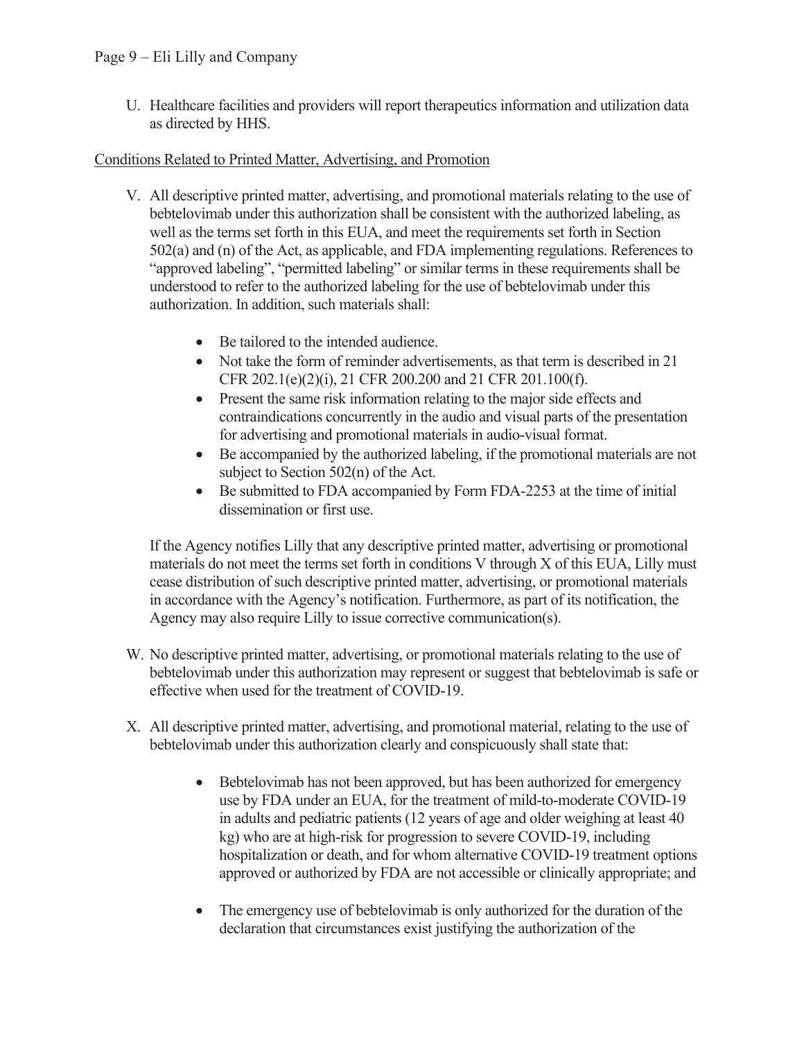U. Healthcare facilities and providers will report therapeutics information and utilization data as directed by HHS.

Conditions Related to Printed Matter, Advertising, and Promotion

V. All descriptive printed matter, advertising, and promotional materials relating to the use of bebtelovimab under this authorization shall be consistent with the authorized labeling, as well as the terms set forth in this EUA, and meet the requirements set forth in Section 502(a) and (n) of the Act, as applicable, and FDA implementing regulations. References to "approved labeling", "permitted labeling" or similar terms in these requirements shall be understood to refer to the authorized labeling for the use of bebtelovimab under this authorization. In addition, such materials shall:

- Be tailored to the intended audience.
- Not take the form of reminder advertisements, as that term is described in 21 CFR 202.1(e)(2)(i), 21 CFR 200.200 and 21 CFR 201.100(f).
- Present the same risk information relating to the major side effects and contraindications concurrently in the audio and visual parts of the presentation for advertising and promotional materials in audio-visual format.
- Be accompanied by the authorized labeling, if the promotional materials are not subject to Section 502(n) of the Act.
- Be submitted to FDA accompanied by Form FDA-2253 at the time of initial dissemination or first use.

If the Agency notifies Lilly that any descriptive printed matter, advertising or promotional materials do not meet the terms set forth in conditions V through X of this EUA, Lilly must cease distribution of such descriptive printed matter, advertising, or promotional materials in accordance with the Agency's notification. Furthermore, as part of its notification, the Agency may also require Lilly to issue corrective communication(s).

W. No descriptive printed matter, advertising, or promotional materials relating to the use of bebtelovimab under this authorization may represent or suggest that bebtelovimab is safe or effective when used for the treatment of COVID-19.

X. All descriptive printed matter, advertising, and promotional material, relating to the use of bebtelovimab under this authorization clearly and conspicuously shall state that:

- Bebtelovimab has not been approved, but has been authorized for emergency use by FDA under an EUA, for the treatment of mild-to-moderate COVID-19 in adults and pediatric patients (12 years of age and older weighing at least 40 kg) who are at high-risk for progression to severe COVID-19, including hospitalization or death, and for whom alternative COVID-19 treatment options approved or authorized by FDA are not accessible or clinically appropriate; and

- The emergency use of bebtelovimab is only authorized for the duration of the declaration that circumstances exist justifying the authorization of the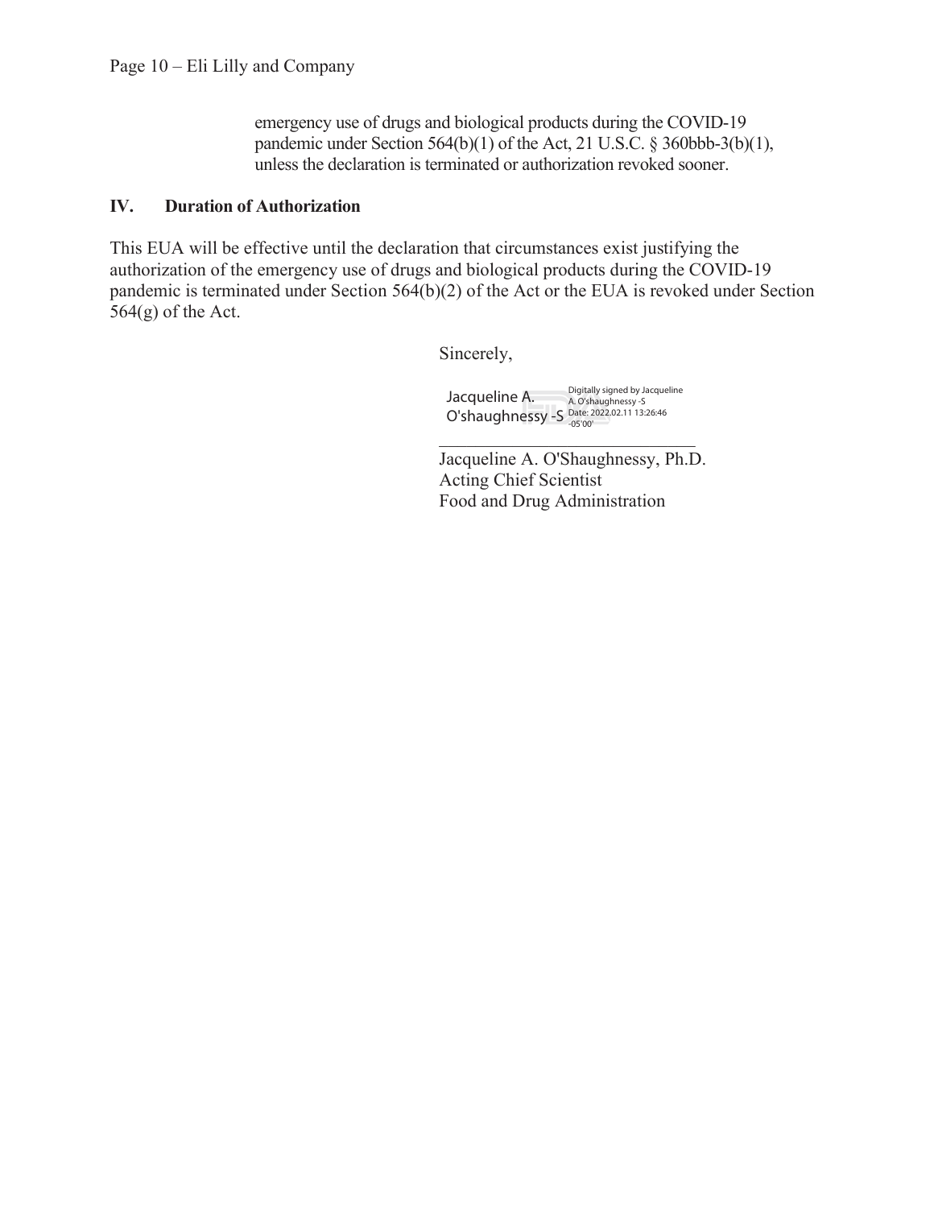emergency use of drugs and biological products during the COVID-19 pandemic under Section 564(b)(1) of the Act, 21 U.S.C. § 360bbb-3(b)(1), unless the declaration is terminated or authorization revoked sooner.

## IV. Duration of Authorization

This EUA will be effective until the declaration that circumstances exist justifying the authorization of the emergency use of drugs and biological products during the COVID-19 pandemic is terminated under Section 564(b)(2) of the Act or the EUA is revoked under Section 564(g) of the Act.

Sincerely,

Jacqueline A. O'shaughnessy -S
Digitally signed by Jacqueline A. O'shaughnessy -S
Date: 2022.02.11 13:26:46 -05'00'

\_\_\_\_\_\_\_\_\_\_\_\_\_\_\_\_\_\_\_\_\_\_\_\_\_\_\_\_\_\_

Jacqueline A. O'Shaughnessy, Ph.D.
Acting Chief Scientist
Food and Drug Administration